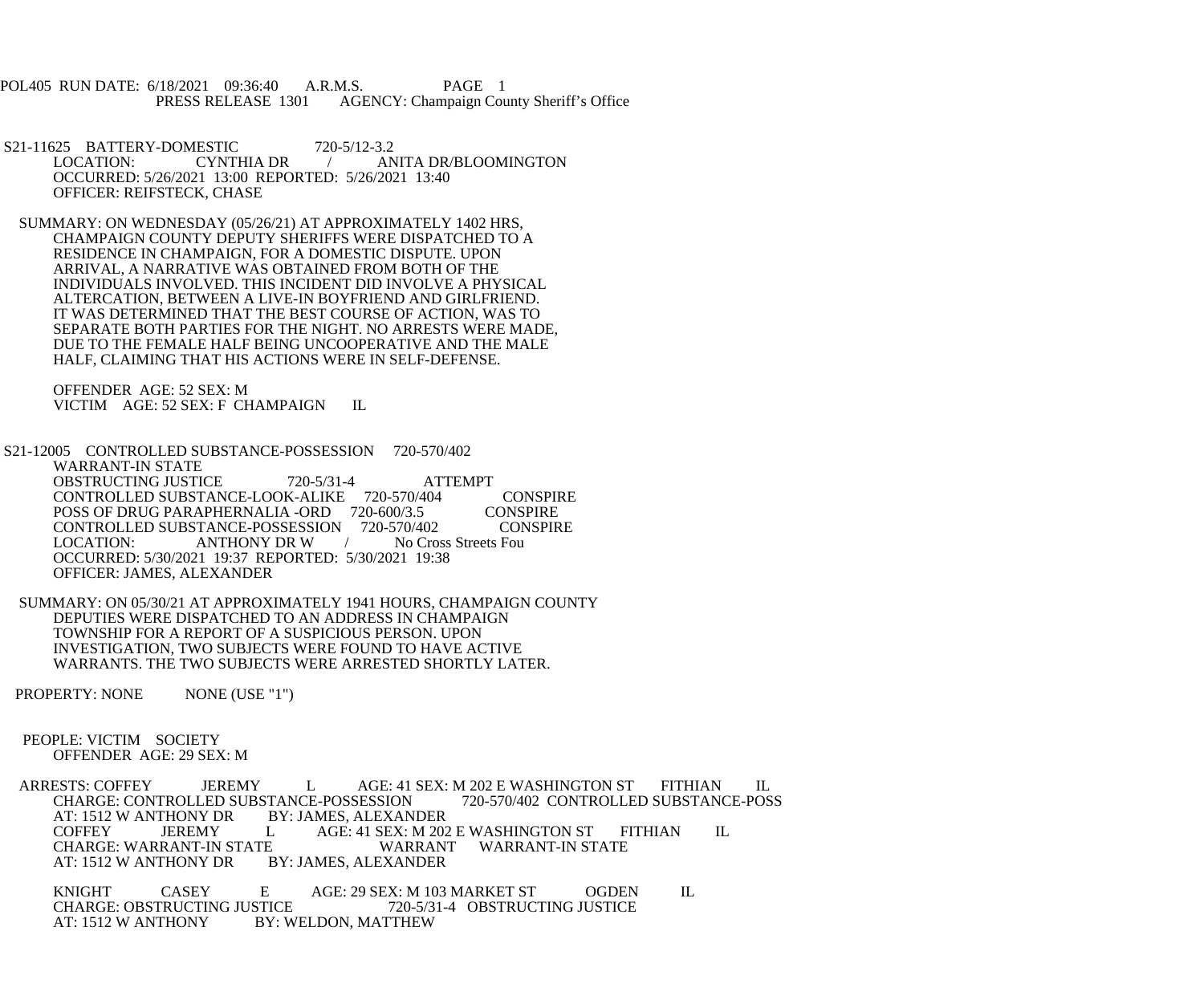POL405 RUN DATE: 6/18/2021 09:36:40 A.R.M.S. PAGE 1
PRESS RELEASE 1301 AGENCY: Champaign County Sheriff's Office

S21-11625 BATTERY-DOMESTIC 720-5/12-3.2
LOCATION: CYNTHIA DR / ANITA DR/BLOOMINGTON
OCCURRED: 5/26/2021 13:00 REPORTED: 5/26/2021 13:40
OFFICER: REIFSTECK, CHASE

SUMMARY: ON WEDNESDAY (05/26/21) AT APPROXIMATELY 1402 HRS, CHAMPAIGN COUNTY DEPUTY SHERIFFS WERE DISPATCHED TO A RESIDENCE IN CHAMPAIGN, FOR A DOMESTIC DISPUTE. UPON ARRIVAL, A NARRATIVE WAS OBTAINED FROM BOTH OF THE INDIVIDUALS INVOLVED. THIS INCIDENT DID INVOLVE A PHYSICAL ALTERCATION, BETWEEN A LIVE-IN BOYFRIEND AND GIRLFRIEND. IT WAS DETERMINED THAT THE BEST COURSE OF ACTION, WAS TO SEPARATE BOTH PARTIES FOR THE NIGHT. NO ARRESTS WERE MADE, DUE TO THE FEMALE HALF BEING UNCOOPERATIVE AND THE MALE HALF, CLAIMING THAT HIS ACTIONS WERE IN SELF-DEFENSE.

OFFENDER AGE: 52 SEX: M
VICTIM AGE: 52 SEX: F CHAMPAIGN IL

S21-12005 CONTROLLED SUBSTANCE-POSSESSION 720-570/402
WARRANT-IN STATE
OBSTRUCTING JUSTICE 720-5/31-4 ATTEMPT
CONTROLLED SUBSTANCE-LOOK-ALIKE 720-570/404 CONSPIRE
POSS OF DRUG PARAPHERNALIA -ORD 720-600/3.5 CONSPIRE
CONTROLLED SUBSTANCE-POSSESSION 720-570/402 CONSPIRE
LOCATION: ANTHONY DR W / No Cross Streets Fou
OCCURRED: 5/30/2021 19:37 REPORTED: 5/30/2021 19:38
OFFICER: JAMES, ALEXANDER

SUMMARY: ON 05/30/21 AT APPROXIMATELY 1941 HOURS, CHAMPAIGN COUNTY DEPUTIES WERE DISPATCHED TO AN ADDRESS IN CHAMPAIGN TOWNSHIP FOR A REPORT OF A SUSPICIOUS PERSON. UPON INVESTIGATION, TWO SUBJECTS WERE FOUND TO HAVE ACTIVE WARRANTS. THE TWO SUBJECTS WERE ARRESTED SHORTLY LATER.

PROPERTY: NONE NONE (USE "1")

PEOPLE: VICTIM SOCIETY
OFFENDER AGE: 29 SEX: M

ARRESTS: COFFEY JEREMY L AGE: 41 SEX: M 202 E WASHINGTON ST FITHIAN IL
CHARGE: CONTROLLED SUBSTANCE-POSSESSION 720-570/402 CONTROLLED SUBSTANCE-POSS
AT: 1512 W ANTHONY DR BY: JAMES, ALEXANDER
COFFEY JEREMY L AGE: 41 SEX: M 202 E WASHINGTON ST FITHIAN IL
CHARGE: WARRANT-IN STATE WARRANT WARRANT-IN STATE
AT: 1512 W ANTHONY DR BY: JAMES, ALEXANDER

KNIGHT CASEY E AGE: 29 SEX: M 103 MARKET ST OGDEN IL
CHARGE: OBSTRUCTING JUSTICE 720-5/31-4 OBSTRUCTING JUSTICE
AT: 1512 W ANTHONY BY: WELDON, MATTHEW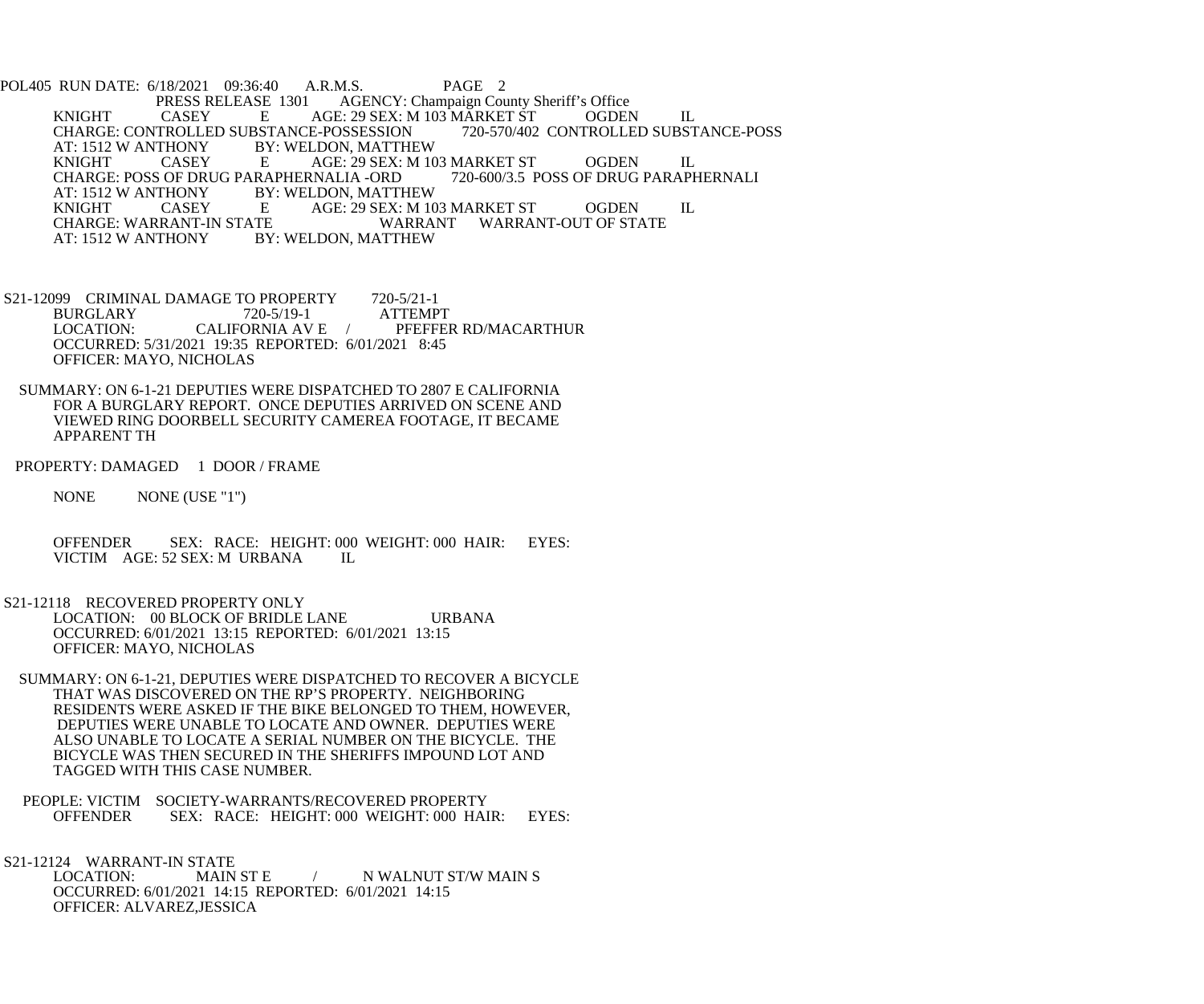POL405 RUN DATE: 6/18/2021 09:36:40 A.R.M.S. PAGE 2
PRESS RELEASE 1301 AGENCY: Champaign County Sheriff's Office

KNIGHT CASEY E AGE: 29 SEX: M 103 MARKET ST OGDEN IL
CHARGE: CONTROLLED SUBSTANCE-POSSESSION 720-570/402 CONTROLLED SUBSTANCE-POSS
AT: 1512 W ANTHONY BY: WELDON, MATTHEW

KNIGHT CASEY E AGE: 29 SEX: M 103 MARKET ST OGDEN IL
CHARGE: POSS OF DRUG PARAPHERNALIA -ORD 720-600/3.5 POSS OF DRUG PARAPHERNALI
AT: 1512 W ANTHONY BY: WELDON, MATTHEW

KNIGHT CASEY E AGE: 29 SEX: M 103 MARKET ST OGDEN IL
CHARGE: WARRANT-IN STATE WARRANT WARRANT-OUT OF STATE
AT: 1512 W ANTHONY BY: WELDON, MATTHEW

S21-12099 CRIMINAL DAMAGE TO PROPERTY 720-5/21-1
BURGLARY 720-5/19-1 ATTEMPT
LOCATION: CALIFORNIA AV E / PFEFFER RD/MACARTHUR
OCCURRED: 5/31/2021 19:35 REPORTED: 6/01/2021 8:45
OFFICER: MAYO, NICHOLAS

SUMMARY: ON 6-1-21 DEPUTIES WERE DISPATCHED TO 2807 E CALIFORNIA FOR A BURGLARY REPORT. ONCE DEPUTIES ARRIVED ON SCENE AND VIEWED RING DOORBELL SECURITY CAMEREA FOOTAGE, IT BECAME APPARENT TH

PROPERTY: DAMAGED 1 DOOR / FRAME

NONE NONE (USE "1")

OFFENDER SEX: RACE: HEIGHT: 000 WEIGHT: 000 HAIR: EYES:
VICTIM AGE: 52 SEX: M URBANA IL

S21-12118 RECOVERED PROPERTY ONLY
LOCATION: 00 BLOCK OF BRIDLE LANE URBANA
OCCURRED: 6/01/2021 13:15 REPORTED: 6/01/2021 13:15
OFFICER: MAYO, NICHOLAS

SUMMARY: ON 6-1-21, DEPUTIES WERE DISPATCHED TO RECOVER A BICYCLE THAT WAS DISCOVERED ON THE RP'S PROPERTY. NEIGHBORING RESIDENTS WERE ASKED IF THE BIKE BELONGED TO THEM, HOWEVER, DEPUTIES WERE UNABLE TO LOCATE AND OWNER. DEPUTIES WERE ALSO UNABLE TO LOCATE A SERIAL NUMBER ON THE BICYCLE. THE BICYCLE WAS THEN SECURED IN THE SHERIFFS IMPOUND LOT AND TAGGED WITH THIS CASE NUMBER.

PEOPLE: VICTIM SOCIETY-WARRANTS/RECOVERED PROPERTY
OFFENDER SEX: RACE: HEIGHT: 000 WEIGHT: 000 HAIR: EYES:

S21-12124 WARRANT-IN STATE
LOCATION: MAIN ST E / N WALNUT ST/W MAIN S
OCCURRED: 6/01/2021 14:15 REPORTED: 6/01/2021 14:15
OFFICER: ALVAREZ,JESSICA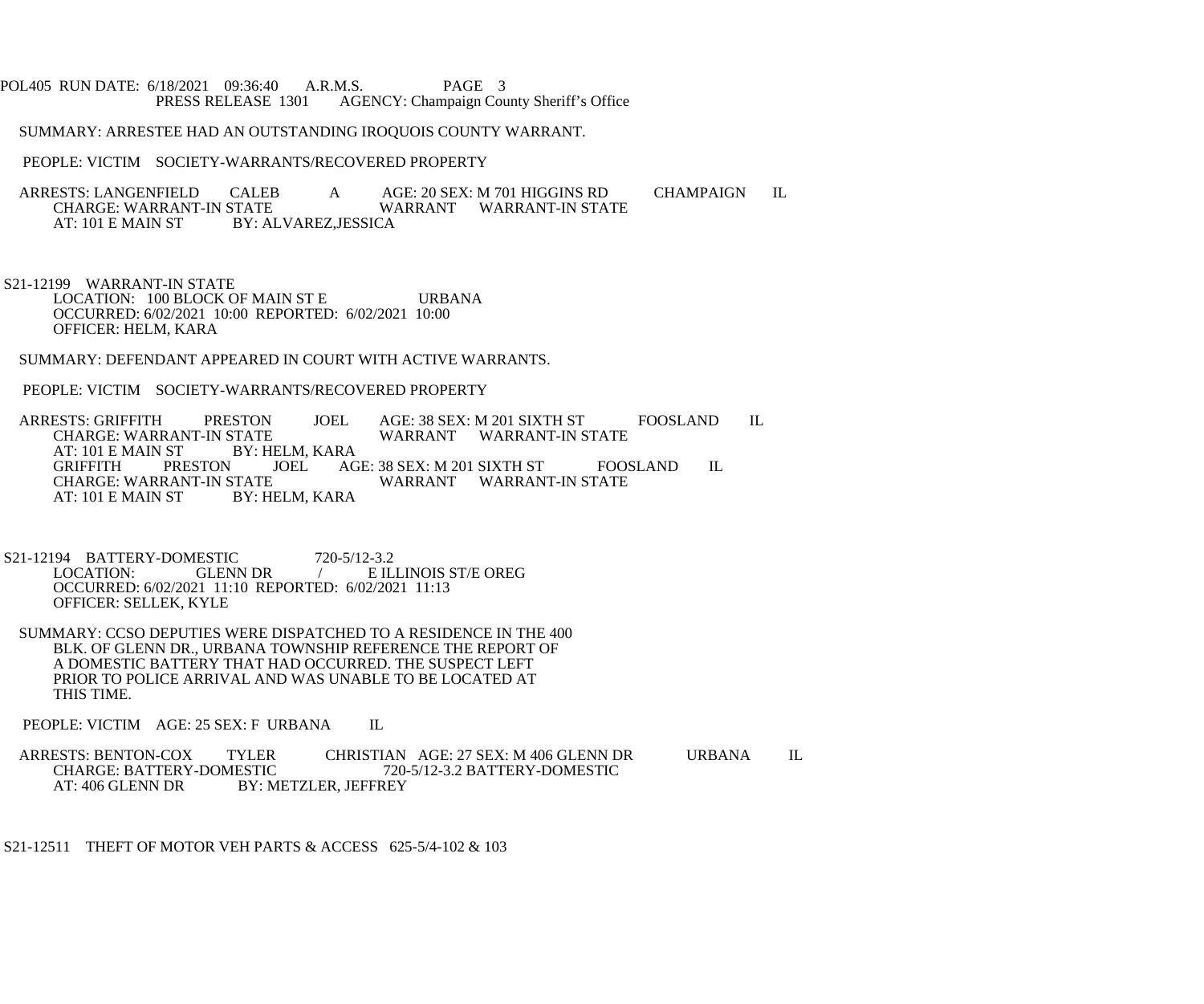SUMMARY: ARRESTEE HAD AN OUTSTANDING IROQUOIS COUNTY WARRANT.

PEOPLE: VICTIM SOCIETY-WARRANTS/RECOVERED PROPERTY

ARRESTS: LANGENFIELD CALEB A AGE: 20 SEX: M 701 HIGGINS RD CHAMPAIGN IL
CHARGE: WARRANT-IN STATE WARRANT WARRANT-IN STATE
AT: 101 E MAIN ST BY: ALVAREZ,JESSICA

S21-12199 WARRANT-IN STATE
LOCATION: 100 BLOCK OF MAIN ST E URBANA
OCCURRED: 6/02/2021 10:00 REPORTED: 6/02/2021 10:00
OFFICER: HELM, KARA

SUMMARY: DEFENDANT APPEARED IN COURT WITH ACTIVE WARRANTS.

PEOPLE: VICTIM SOCIETY-WARRANTS/RECOVERED PROPERTY

ARRESTS: GRIFFITH PRESTON JOEL AGE: 38 SEX: M 201 SIXTH ST FOOSLAND IL
CHARGE: WARRANT-IN STATE WARRANT WARRANT-IN STATE
AT: 101 E MAIN ST BY: HELM, KARA
GRIFFITH PRESTON JOEL AGE: 38 SEX: M 201 SIXTH ST FOOSLAND IL
CHARGE: WARRANT-IN STATE WARRANT WARRANT-IN STATE
AT: 101 E MAIN ST BY: HELM, KARA

S21-12194 BATTERY-DOMESTIC 720-5/12-3.2
LOCATION: GLENN DR / E ILLINOIS ST/E OREG
OCCURRED: 6/02/2021 11:10 REPORTED: 6/02/2021 11:13
OFFICER: SELLEK, KYLE

SUMMARY: CCSO DEPUTIES WERE DISPATCHED TO A RESIDENCE IN THE 400 BLK. OF GLENN DR., URBANA TOWNSHIP REFERENCE THE REPORT OF A DOMESTIC BATTERY THAT HAD OCCURRED. THE SUSPECT LEFT PRIOR TO POLICE ARRIVAL AND WAS UNABLE TO BE LOCATED AT THIS TIME.

PEOPLE: VICTIM AGE: 25 SEX: F URBANA IL

ARRESTS: BENTON-COX TYLER CHRISTIAN AGE: 27 SEX: M 406 GLENN DR URBANA IL
CHARGE: BATTERY-DOMESTIC 720-5/12-3.2 BATTERY-DOMESTIC
AT: 406 GLENN DR BY: METZLER, JEFFREY

S21-12511 THEFT OF MOTOR VEH PARTS & ACCESS 625-5/4-102 & 103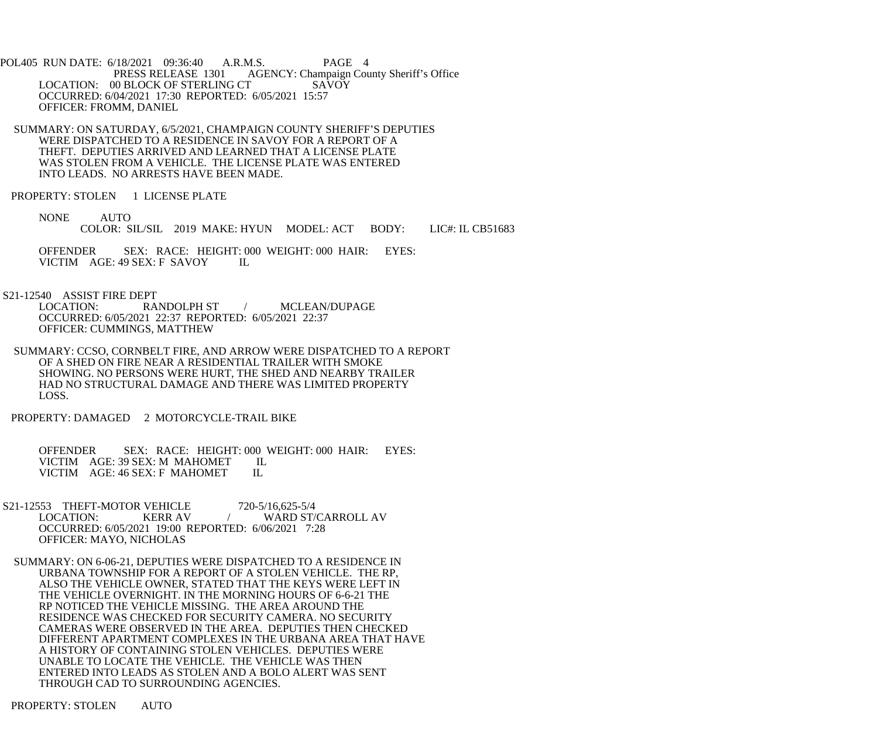POL405 RUN DATE: 6/18/2021 09:36:40 A.R.M.S. PAGE 4
PRESS RELEASE 1301 AGENCY: Champaign County Sheriff's Office
LOCATION: 00 BLOCK OF STERLING CT SAVOY
OCCURRED: 6/04/2021 17:30 REPORTED: 6/05/2021 15:57
OFFICER: FROMM, DANIEL

SUMMARY: ON SATURDAY, 6/5/2021, CHAMPAIGN COUNTY SHERIFF'S DEPUTIES WERE DISPATCHED TO A RESIDENCE IN SAVOY FOR A REPORT OF A THEFT. DEPUTIES ARRIVED AND LEARNED THAT A LICENSE PLATE WAS STOLEN FROM A VEHICLE. THE LICENSE PLATE WAS ENTERED INTO LEADS. NO ARRESTS HAVE BEEN MADE.

PROPERTY: STOLEN 1 LICENSE PLATE

NONE AUTO
COLOR: SIL/SIL 2019 MAKE: HYUN MODEL: ACT BODY: LIC#: IL CB51683

OFFENDER SEX: RACE: HEIGHT: 000 WEIGHT: 000 HAIR: EYES:
VICTIM AGE: 49 SEX: F SAVOY IL

S21-12540 ASSIST FIRE DEPT
LOCATION: RANDOLPH ST / MCLEAN/DUPAGE
OCCURRED: 6/05/2021 22:37 REPORTED: 6/05/2021 22:37
OFFICER: CUMMINGS, MATTHEW

SUMMARY: CCSO, CORNBELT FIRE, AND ARROW WERE DISPATCHED TO A REPORT OF A SHED ON FIRE NEAR A RESIDENTIAL TRAILER WITH SMOKE SHOWING. NO PERSONS WERE HURT, THE SHED AND NEARBY TRAILER HAD NO STRUCTURAL DAMAGE AND THERE WAS LIMITED PROPERTY LOSS.

PROPERTY: DAMAGED 2 MOTORCYCLE-TRAIL BIKE

OFFENDER SEX: RACE: HEIGHT: 000 WEIGHT: 000 HAIR: EYES:
VICTIM AGE: 39 SEX: M MAHOMET IL
VICTIM AGE: 46 SEX: F MAHOMET IL

S21-12553 THEFT-MOTOR VEHICLE 720-5/16,625-5/4
LOCATION: KERR AV / WARD ST/CARROLL AV
OCCURRED: 6/05/2021 19:00 REPORTED: 6/06/2021 7:28
OFFICER: MAYO, NICHOLAS

SUMMARY: ON 6-06-21, DEPUTIES WERE DISPATCHED TO A RESIDENCE IN URBANA TOWNSHIP FOR A REPORT OF A STOLEN VEHICLE. THE RP, ALSO THE VEHICLE OWNER, STATED THAT THE KEYS WERE LEFT IN THE VEHICLE OVERNIGHT. IN THE MORNING HOURS OF 6-6-21 THE RP NOTICED THE VEHICLE MISSING. THE AREA AROUND THE RESIDENCE WAS CHECKED FOR SECURITY CAMERA. NO SECURITY CAMERAS WERE OBSERVED IN THE AREA. DEPUTIES THEN CHECKED DIFFERENT APARTMENT COMPLEXES IN THE URBANA AREA THAT HAVE A HISTORY OF CONTAINING STOLEN VEHICLES. DEPUTIES WERE UNABLE TO LOCATE THE VEHICLE. THE VEHICLE WAS THEN ENTERED INTO LEADS AS STOLEN AND A BOLO ALERT WAS SENT THROUGH CAD TO SURROUNDING AGENCIES.

PROPERTY: STOLEN AUTO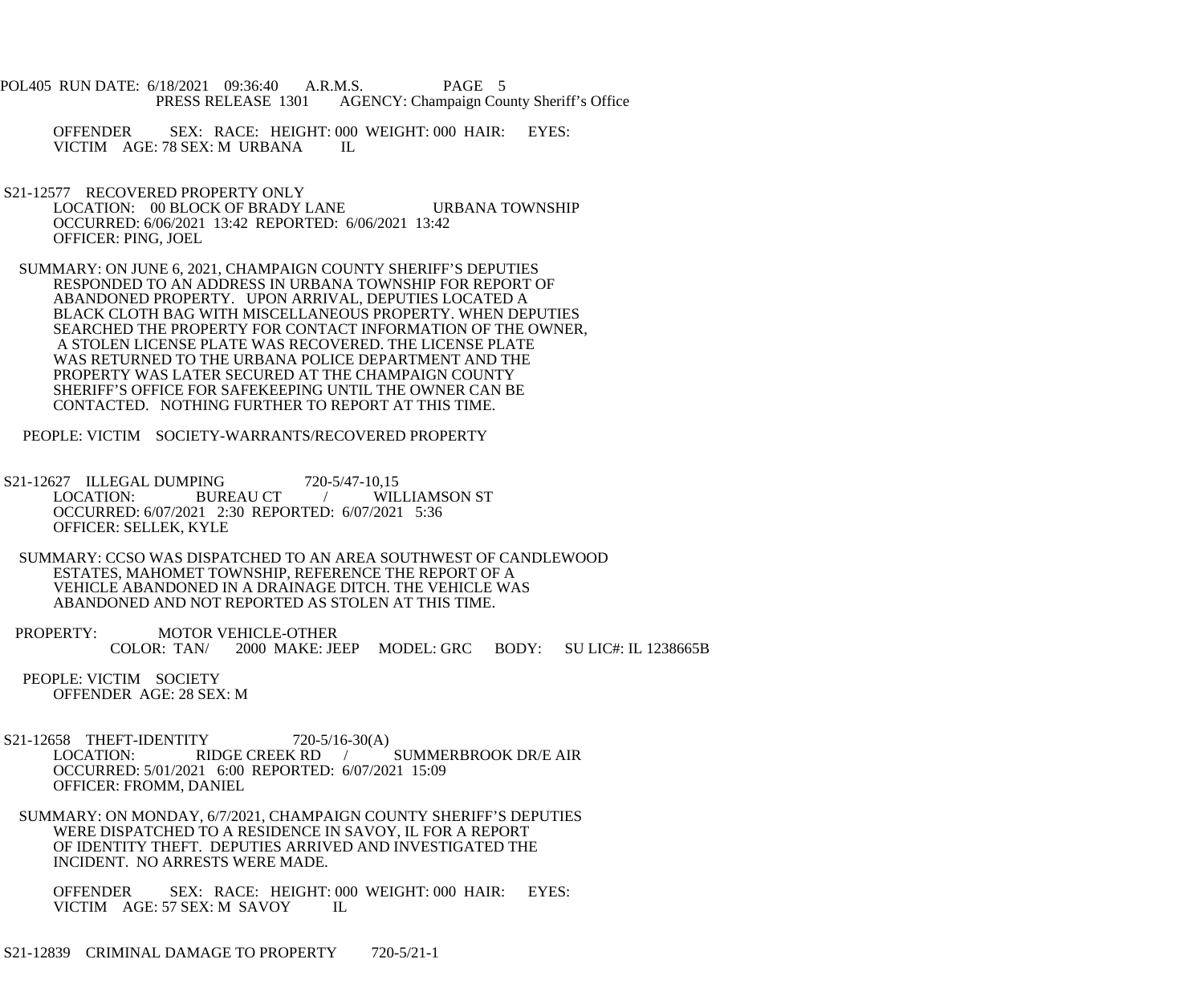OFFENDER SEX: RACE: HEIGHT: 000 WEIGHT: 000 HAIR: EYES:
VICTIM AGE: 78 SEX: M URBANA IL

S21-12577 RECOVERED PROPERTY ONLY
LOCATION: 00 BLOCK OF BRADY LANE URBANA TOWNSHIP
OCCURRED: 6/06/2021 13:42 REPORTED: 6/06/2021 13:42
OFFICER: PING, JOEL

SUMMARY: ON JUNE 6, 2021, CHAMPAIGN COUNTY SHERIFF'S DEPUTIES RESPONDED TO AN ADDRESS IN URBANA TOWNSHIP FOR REPORT OF ABANDONED PROPERTY. UPON ARRIVAL, DEPUTIES LOCATED A BLACK CLOTH BAG WITH MISCELLANEOUS PROPERTY. WHEN DEPUTIES SEARCHED THE PROPERTY FOR CONTACT INFORMATION OF THE OWNER, A STOLEN LICENSE PLATE WAS RECOVERED. THE LICENSE PLATE WAS RETURNED TO THE URBANA POLICE DEPARTMENT AND THE PROPERTY WAS LATER SECURED AT THE CHAMPAIGN COUNTY SHERIFF'S OFFICE FOR SAFEKEEPING UNTIL THE OWNER CAN BE CONTACTED. NOTHING FURTHER TO REPORT AT THIS TIME.

PEOPLE: VICTIM SOCIETY-WARRANTS/RECOVERED PROPERTY

S21-12627 ILLEGAL DUMPING 720-5/47-10,15
LOCATION: BUREAU CT / WILLIAMSON ST
OCCURRED: 6/07/2021 2:30 REPORTED: 6/07/2021 5:36
OFFICER: SELLEK, KYLE

SUMMARY: CCSO WAS DISPATCHED TO AN AREA SOUTHWEST OF CANDLEWOOD ESTATES, MAHOMET TOWNSHIP, REFERENCE THE REPORT OF A VEHICLE ABANDONED IN A DRAINAGE DITCH. THE VEHICLE WAS ABANDONED AND NOT REPORTED AS STOLEN AT THIS TIME.

PROPERTY: MOTOR VEHICLE-OTHER
COLOR: TAN/ 2000 MAKE: JEEP MODEL: GRC BODY: SU LIC#: IL 1238665B

PEOPLE: VICTIM SOCIETY
OFFENDER AGE: 28 SEX: M

S21-12658 THEFT-IDENTITY 720-5/16-30(A)
LOCATION: RIDGE CREEK RD / SUMMERBROOK DR/E AIR
OCCURRED: 5/01/2021 6:00 REPORTED: 6/07/2021 15:09
OFFICER: FROMM, DANIEL

SUMMARY: ON MONDAY, 6/7/2021, CHAMPAIGN COUNTY SHERIFF'S DEPUTIES WERE DISPATCHED TO A RESIDENCE IN SAVOY, IL FOR A REPORT OF IDENTITY THEFT. DEPUTIES ARRIVED AND INVESTIGATED THE INCIDENT. NO ARRESTS WERE MADE.

OFFENDER SEX: RACE: HEIGHT: 000 WEIGHT: 000 HAIR: EYES:
VICTIM AGE: 57 SEX: M SAVOY IL

S21-12839 CRIMINAL DAMAGE TO PROPERTY 720-5/21-1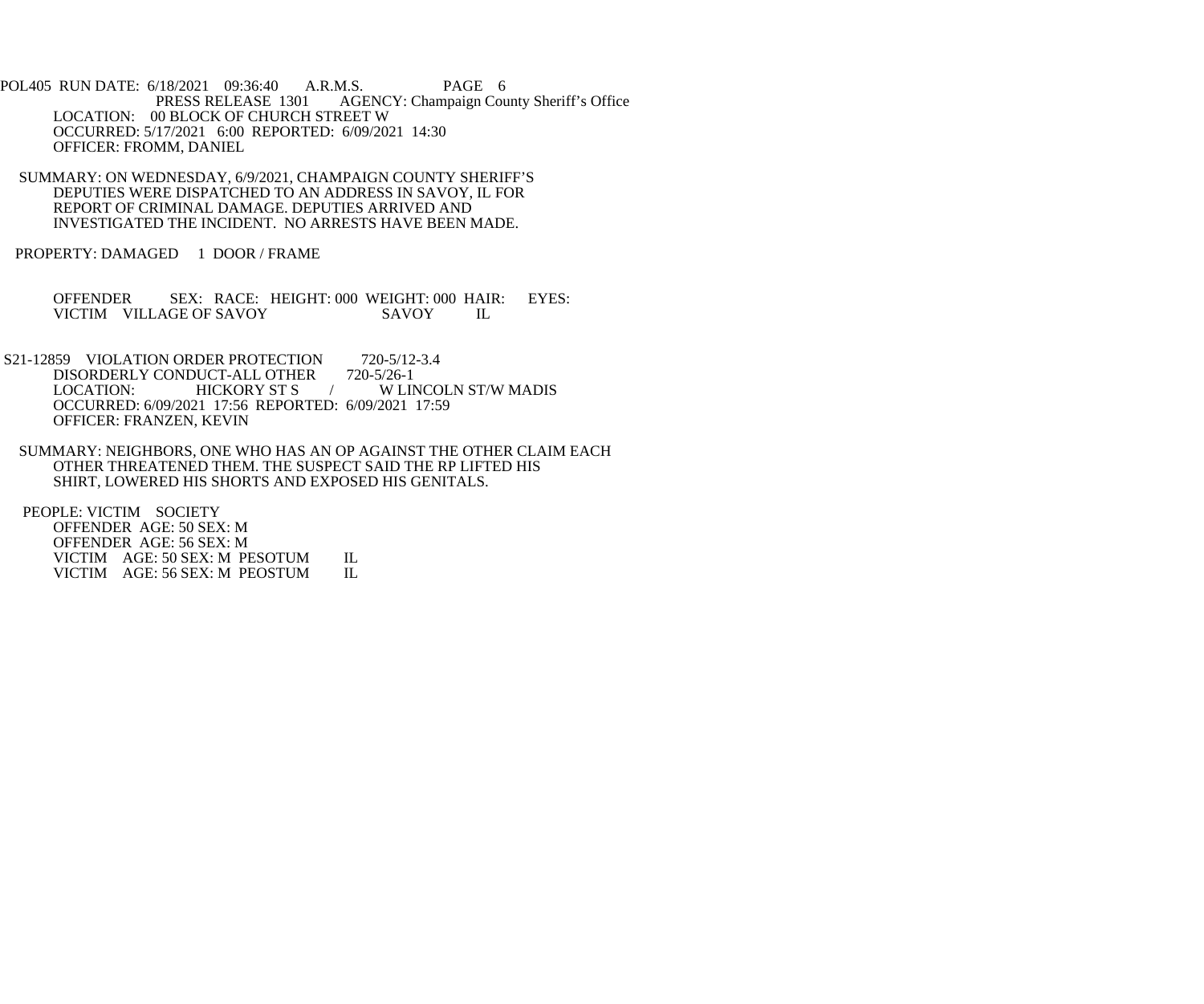POL405 RUN DATE: 6/18/2021 09:36:40 A.R.M.S. PAGE 6
PRESS RELEASE 1301 AGENCY: Champaign County Sheriff's Office

LOCATION: 00 BLOCK OF CHURCH STREET W
OCCURRED: 5/17/2021 6:00 REPORTED: 6/09/2021 14:30
OFFICER: FROMM, DANIEL

SUMMARY: ON WEDNESDAY, 6/9/2021, CHAMPAIGN COUNTY SHERIFF'S DEPUTIES WERE DISPATCHED TO AN ADDRESS IN SAVOY, IL FOR REPORT OF CRIMINAL DAMAGE. DEPUTIES ARRIVED AND INVESTIGATED THE INCIDENT. NO ARRESTS HAVE BEEN MADE.

PROPERTY: DAMAGED 1 DOOR / FRAME

OFFENDER SEX: RACE: HEIGHT: 000 WEIGHT: 000 HAIR: EYES:
VICTIM VILLAGE OF SAVOY SAVOY IL

S21-12859 VIOLATION ORDER PROTECTION 720-5/12-3.4
DISORDERLY CONDUCT-ALL OTHER 720-5/26-1
LOCATION: HICKORY ST S / W LINCOLN ST/W MADIS
OCCURRED: 6/09/2021 17:56 REPORTED: 6/09/2021 17:59
OFFICER: FRANZEN, KEVIN

SUMMARY: NEIGHBORS, ONE WHO HAS AN OP AGAINST THE OTHER CLAIM EACH OTHER THREATENED THEM. THE SUSPECT SAID THE RP LIFTED HIS SHIRT, LOWERED HIS SHORTS AND EXPOSED HIS GENITALS.

PEOPLE: VICTIM SOCIETY
OFFENDER AGE: 50 SEX: M
OFFENDER AGE: 56 SEX: M
VICTIM AGE: 50 SEX: M PESOTUM IL
VICTIM AGE: 56 SEX: M PEOSTUM IL